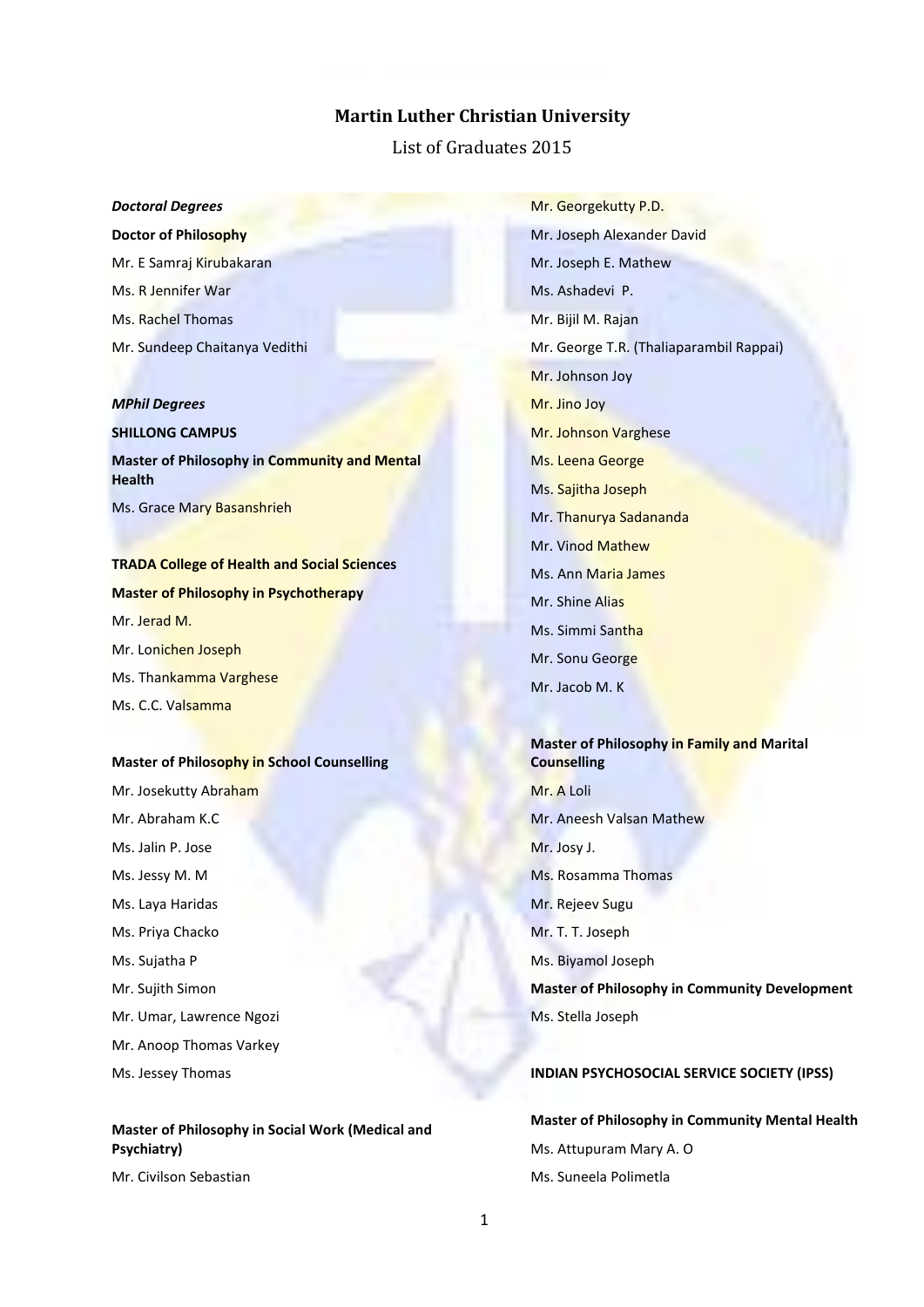# Martin Luther Christian University

List of Graduates 2015

***Doctoral Degrees***

**Doctor of Philosophy**

Mr. E Samraj Kirubakaran

Ms. R Jennifer War

Ms. Rachel Thomas

Mr. Sundeep Chaitanya Vedithi

***MPhil Degrees***

**SHILLONG CAMPUS**

**Master of Philosophy in Community and Mental Health**

Ms. Grace Mary Basanshrieh

**TRADA College of Health and Social Sciences**

**Master of Philosophy in Psychotherapy**

Mr. Jerad M.

Mr. Lonichen Joseph

Ms. Thankamma Varghese

Ms. C.C. Valsamma

**Master of Philosophy in School Counselling**

Mr. Josekutty Abraham

Mr. Abraham K.C

Ms. Jalin P. Jose

Ms. Jessy M. M

Ms. Laya Haridas

Ms. Priya Chacko

Ms. Sujatha P

Mr. Sujith Simon

Mr. Umar, Lawrence Ngozi

Mr. Anoop Thomas Varkey

Ms. Jessey Thomas

**Master of Philosophy in Social Work (Medical and Psychiatry)**

Mr. Civilson Sebastian

Mr. Georgekutty P.D.

Mr. Joseph Alexander David

Mr. Joseph E. Mathew

Ms. Ashadevi P.

Mr. Bijil M. Rajan

Mr. George T.R. (Thaliaparambil Rappai)

Mr. Johnson Joy

Mr. Jino Joy

Mr. Johnson Varghese

Ms. Leena George

Ms. Sajitha Joseph

Mr. Thanurya Sadananda

Mr. Vinod Mathew

Ms. Ann Maria James

Mr. Shine Alias

Ms. Simmi Santha

Mr. Sonu George

Mr. Jacob M. K

**Master of Philosophy in Family and Marital Counselling**

Mr. A Loli

Mr. Aneesh Valsan Mathew

Mr. Josy J.

Ms. Rosamma Thomas

Mr. Rejeev Sugu

Mr. T. T. Joseph

Ms. Biyamol Joseph

**Master of Philosophy in Community Development**

Ms. Stella Joseph

**INDIAN PSYCHOSOCIAL SERVICE SOCIETY (IPSS)**

**Master of Philosophy in Community Mental Health**

Ms. Attupuram Mary A. O

Ms. Suneela Polimetla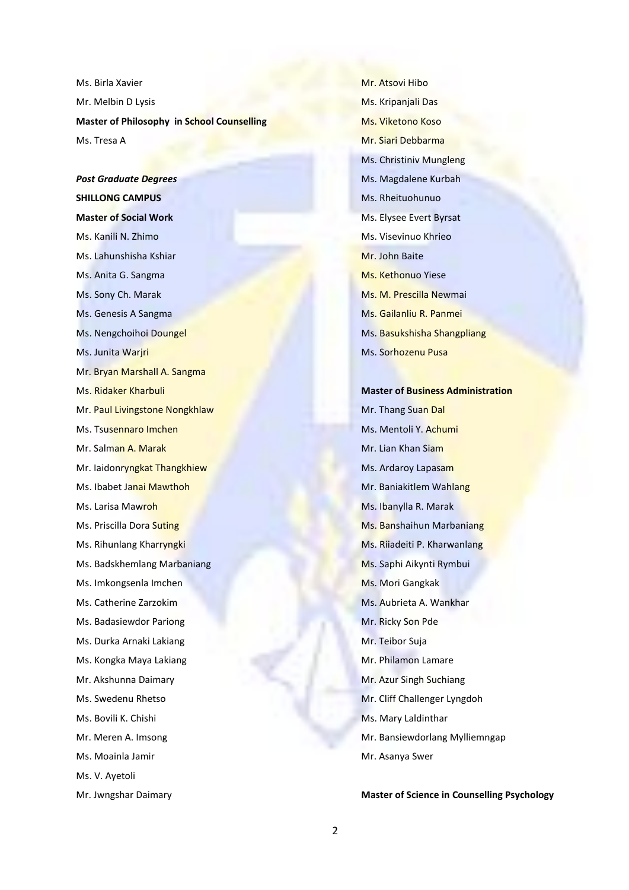Ms. Birla Xavier

Mr. Melbin D Lysis

**Master of Philosophy in School Counselling**

Ms. Tresa A

***Post Graduate Degrees***

**SHILLONG CAMPUS**

**Master of Social Work**

Ms. Kanili N. Zhimo

Ms. Lahunshisha Kshiar

Ms. Anita G. Sangma

Ms. Sony Ch. Marak

Ms. Genesis A Sangma

Ms. Nengchoihoi Doungel

Ms. Junita Warjri

Mr. Bryan Marshall A. Sangma

Ms. Ridaker Kharbuli

Mr. Paul Livingstone Nongkhlaw

Ms. Tsusennaro Imchen

Mr. Salman A. Marak

Mr. Iaidonryngkat Thangkhiew

Ms. Ibabet Janai Mawthoh

Ms. Larisa Mawroh

Ms. Priscilla Dora Suting

Ms. Rihunlang Kharryngki

Ms. Badskhemlang Marbaniang

Ms. Imkongsenla Imchen

Ms. Catherine Zarzokim

Ms. Badasiewdor Pariong

Ms. Durka Arnaki Lakiang

Ms. Kongka Maya Lakiang

Mr. Akshunna Daimary

Ms. Swedenu Rhetso

Ms. Bovili K. Chishi

Mr. Meren A. Imsong

Ms. Moainla Jamir

Ms. V. Ayetoli

Mr. Jwngshar Daimary

Mr. Atsovi Hibo

Ms. Kripanjali Das

Ms. Viketono Koso

Mr. Siari Debbarma

Ms. Christiniv Mungleng

Ms. Magdalene Kurbah

Ms. Rheituohunuo

Ms. Elysee Evert Byrsat

Ms. Visevinuo Khrieo

Mr. John Baite

Ms. Kethonuo Yiese

Ms. M. Prescilla Newmai

Ms. Gailanliu R. Panmei

Ms. Basukshisha Shangpliang

Ms. Sorhozenu Pusa

**Master of Business Administration**

Mr. Thang Suan Dal

Ms. Mentoli Y. Achumi

Mr. Lian Khan Siam

Ms. Ardaroy Lapasam

Mr. Baniakitlem Wahlang

Ms. Ibanylla R. Marak

Ms. Banshaihun Marbaniang

Ms. Riiadeiti P. Kharwanlang

Ms. Saphi Aikynti Rymbui

Ms. Mori Gangkak

Ms. Aubrieta A. Wankhar

Mr. Ricky Son Pde

Mr. Teibor Suja

Mr. Philamon Lamare

Mr. Azur Singh Suchiang

Mr. Cliff Challenger Lyngdoh

Ms. Mary Laldinthar

Mr. Bansiewdorlang Mylliemngap

Mr. Asanya Swer

**Master of Science in Counselling Psychology**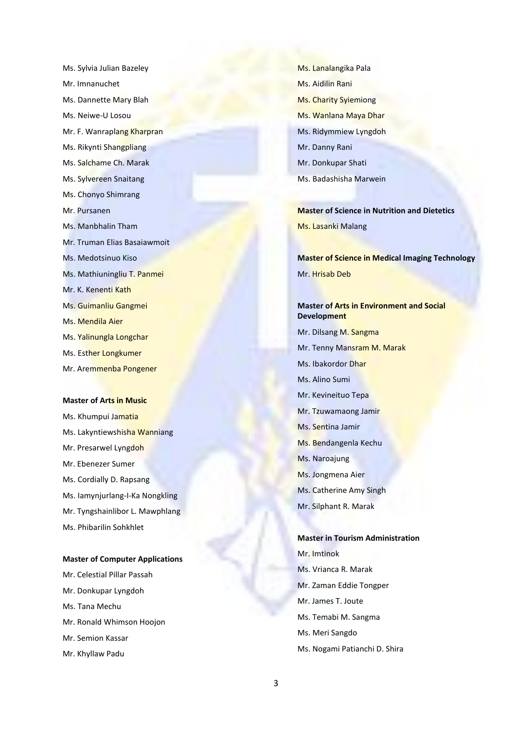Ms. Sylvia Julian Bazeley

Mr. Imnanuchet

Ms. Dannette Mary Blah

Ms. Neiwe-U Losou

Mr. F. Wanraplang Kharpran

Ms. Rikynti Shangpliang

Ms. Salchame Ch. Marak

Ms. Sylvereen Snaitang

Ms. Chonyo Shimrang

Mr. Pursanen

Ms. Manbhalin Tham

Mr. Truman Elias Basaiawmoit

Ms. Medotsinuo Kiso

Ms. Mathiuningliu T. Panmei

Mr. K. Kenenti Kath

Ms. Guimanliu Gangmei

Ms. Mendila Aier

Ms. Yalinungla Longchar

Ms. Esther Longkumer

Mr. Aremmenba Pongener

**Master of Arts in Music**

Ms. Khumpui Jamatia

Ms. Lakyntiewshisha Wanniang

Mr. Presarwel Lyngdoh

Mr. Ebenezer Sumer

Ms. Cordially D. Rapsang

Ms. Iamynjurlang-I-Ka Nongkling

Mr. Tyngshainlibor L. Mawphlang

Ms. Phibarilin Sohkhlet

**Master of Computer Applications**

Mr. Celestial Pillar Passah

Mr. Donkupar Lyngdoh

Ms. Tana Mechu

Mr. Ronald Whimson Hoojon

Mr. Semion Kassar

Mr. Khyllaw Padu

Ms. Lanalangika Pala

Ms. Aidilin Rani

Ms. Charity Syiemiong

Ms. Wanlana Maya Dhar

Ms. Ridymmiew Lyngdoh

Mr. Danny Rani

Mr. Donkupar Shati

Ms. Badashisha Marwein

**Master of Science in Nutrition and Dietetics**

Ms. Lasanki Malang

**Master of Science in Medical Imaging Technology**

Mr. Hrisab Deb

**Master of Arts in Environment and Social Development**

Mr. Dilsang M. Sangma

Mr. Tenny Mansram M. Marak

Ms. Ibakordor Dhar

Ms. Alino Sumi

Mr. Kevineituo Tepa

Mr. Tzuwamaong Jamir

Ms. Sentina Jamir

Ms. Bendangenla Kechu

Ms. Naroajung

Ms. Jongmena Aier

Ms. Catherine Amy Singh

Mr. Silphant R. Marak

**Master in Tourism Administration**

Mr. Imtinok

Ms. Vrianca R. Marak

Mr. Zaman Eddie Tongper

Mr. James T. Joute

Ms. Temabi M. Sangma

Ms. Meri Sangdo

Ms. Nogami Patianchi D. Shira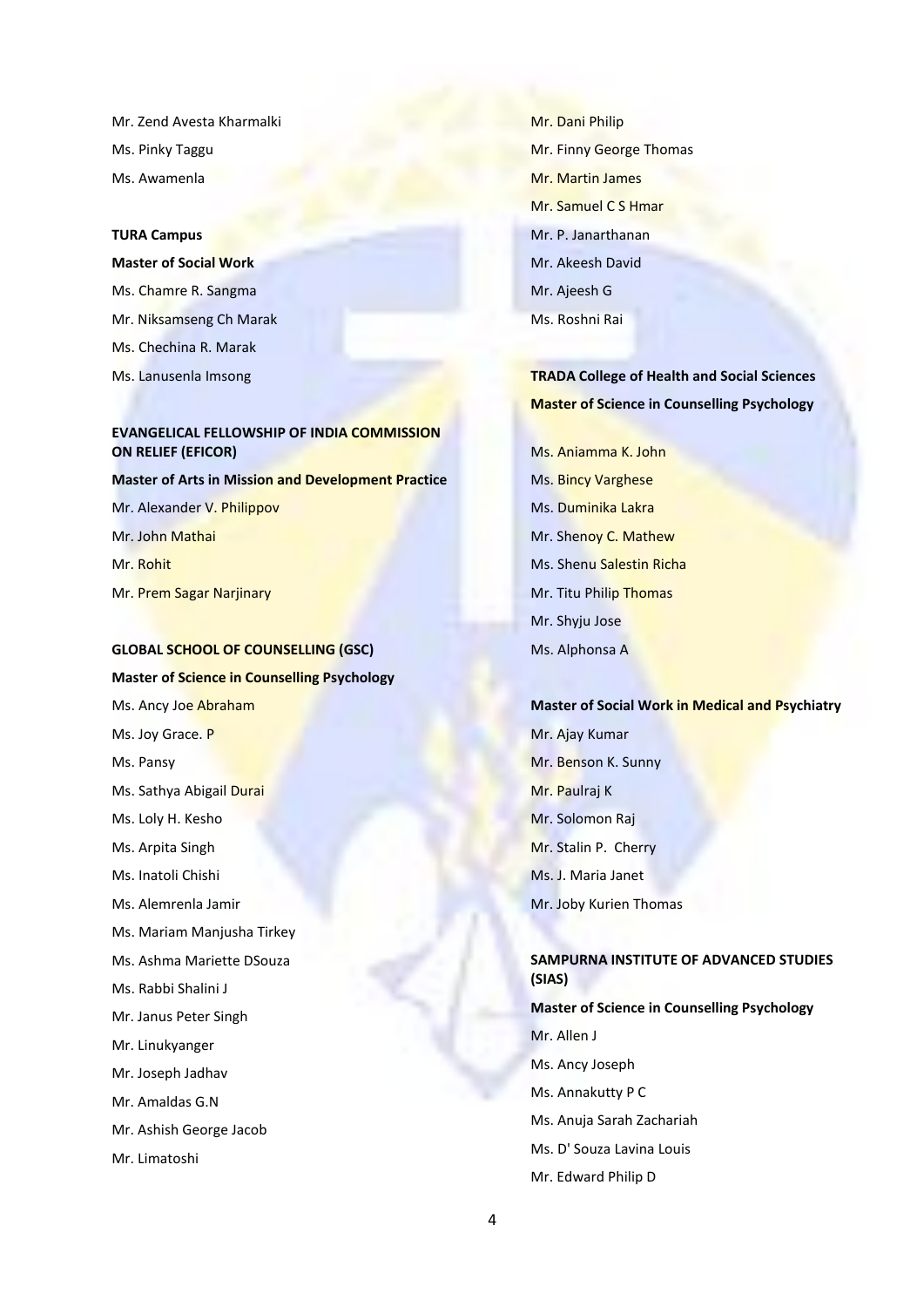Mr. Zend Avesta Kharmalki

Ms. Pinky Taggu

Ms. Awamenla

**TURA Campus**

**Master of Social Work**

Ms. Chamre R. Sangma

Mr. Niksamseng Ch Marak

Ms. Chechina R. Marak

Ms. Lanusenla Imsong

**EVANGELICAL FELLOWSHIP OF INDIA COMMISSION ON RELIEF (EFICOR)**

**Master of Arts in Mission and Development Practice**

Mr. Alexander V. Philippov

Mr. John Mathai

Mr. Rohit

Mr. Prem Sagar Narjinary

**GLOBAL SCHOOL OF COUNSELLING (GSC)**

**Master of Science in Counselling Psychology**

Ms. Ancy Joe Abraham

Ms. Joy Grace. P

Ms. Pansy

Ms. Sathya Abigail Durai

Ms. Loly H. Kesho

Ms. Arpita Singh

Ms. Inatoli Chishi

Ms. Alemrenla Jamir

Ms. Mariam Manjusha Tirkey

Ms. Ashma Mariette DSouza

Ms. Rabbi Shalini J

Mr. Janus Peter Singh

Mr. Linukyanger

Mr. Joseph Jadhav

Mr. Amaldas G.N

Mr. Ashish George Jacob

Mr. Limatoshi

Mr. Dani Philip

Mr. Finny George Thomas

Mr. Martin James

Mr. Samuel C S Hmar

Mr. P. Janarthanan

Mr. Akeesh David

Mr. Ajeesh G

Ms. Roshni Rai

**TRADA College of Health and Social Sciences**

**Master of Science in Counselling Psychology**

Ms. Aniamma K. John

Ms. Bincy Varghese

Ms. Duminika Lakra

Mr. Shenoy C. Mathew

Ms. Shenu Salestin Richa

Mr. Titu Philip Thomas

Mr. Shyju Jose

Ms. Alphonsa A

**Master of Social Work in Medical and Psychiatry**

Mr. Ajay Kumar

Mr. Benson K. Sunny

Mr. Paulraj K

Mr. Solomon Raj

Mr. Stalin P. Cherry

Ms. J. Maria Janet

Mr. Joby Kurien Thomas

**SAMPURNA INSTITUTE OF ADVANCED STUDIES (SIAS)**

**Master of Science in Counselling Psychology**

Mr. Allen J

Ms. Ancy Joseph

Ms. Annakutty P C

Ms. Anuja Sarah Zachariah

Ms. D' Souza Lavina Louis

Mr. Edward Philip D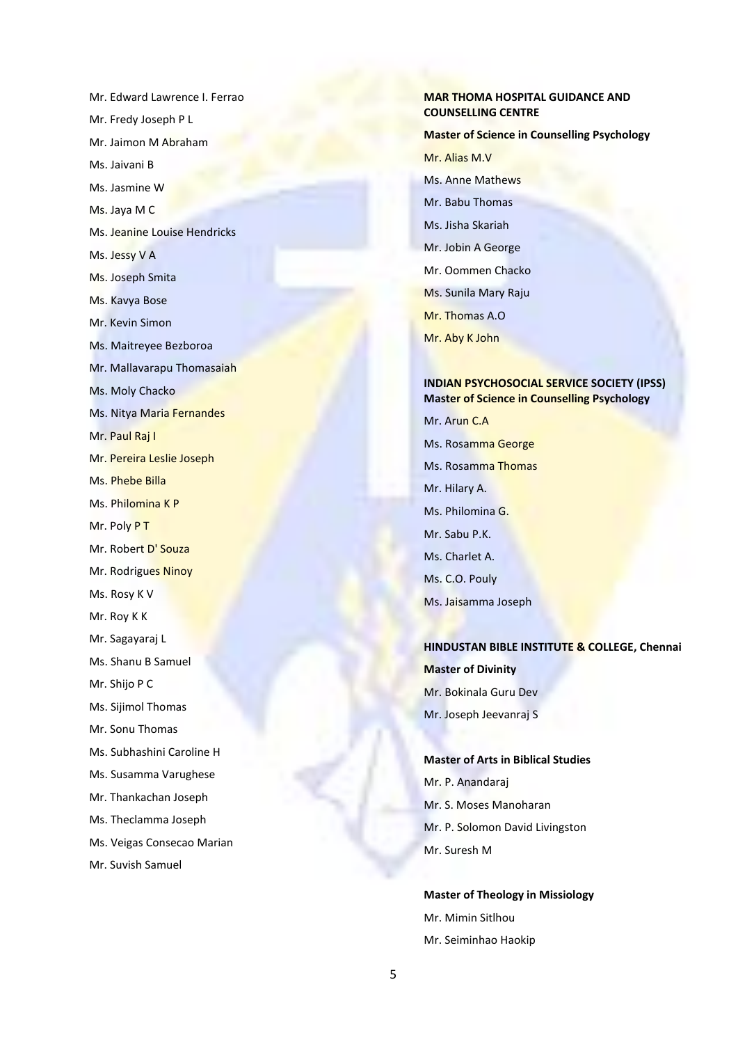Mr. Edward Lawrence I. Ferrao

Mr. Fredy Joseph P L

Mr. Jaimon M Abraham

Ms. Jaivani B

Ms. Jasmine W

Ms. Jaya M C

Ms. Jeanine Louise Hendricks

Ms. Jessy V A

Ms. Joseph Smita

Ms. Kavya Bose

Mr. Kevin Simon

Ms. Maitreyee Bezboroa

Mr. Mallavarapu Thomasaiah

Ms. Moly Chacko

Ms. Nitya Maria Fernandes

Mr. Paul Raj I

Mr. Pereira Leslie Joseph

Ms. Phebe Billa

Ms. Philomina K P

Mr. Poly P T

Mr. Robert D' Souza

Mr. Rodrigues Ninoy

Ms. Rosy K V

Mr. Roy K K

Mr. Sagayaraj L

Ms. Shanu B Samuel

Mr. Shijo P C

Ms. Sijimol Thomas

Mr. Sonu Thomas

Ms. Subhashini Caroline H

Ms. Susamma Varughese

Mr. Thankachan Joseph

Ms. Theclamma Joseph

Ms. Veigas Consecao Marian

Mr. Suvish Samuel

**MAR THOMA HOSPITAL GUIDANCE AND COUNSELLING CENTRE**

**Master of Science in Counselling Psychology**

Mr. Alias M.V

Ms. Anne Mathews

Mr. Babu Thomas

Ms. Jisha Skariah

Mr. Jobin A George

Mr. Oommen Chacko

Ms. Sunila Mary Raju

Mr. Thomas A.O

Mr. Aby K John

**INDIAN PSYCHOSOCIAL SERVICE SOCIETY (IPSS)**
**Master of Science in Counselling Psychology**

Mr. Arun C.A

Ms. Rosamma George

Ms. Rosamma Thomas

Mr. Hilary A.

Ms. Philomina G.

Mr. Sabu P.K.

Ms. Charlet A.

Ms. C.O. Pouly

Ms. Jaisamma Joseph

**HINDUSTAN BIBLE INSTITUTE & COLLEGE, Chennai**

**Master of Divinity**

Mr. Bokinala Guru Dev

Mr. Joseph Jeevanraj S

**Master of Arts in Biblical Studies**

Mr. P. Anandaraj

Mr. S. Moses Manoharan

Mr. P. Solomon David Livingston

Mr. Suresh M

**Master of Theology in Missiology**

Mr. Mimin Sitlhou

Mr. Seiminhao Haokip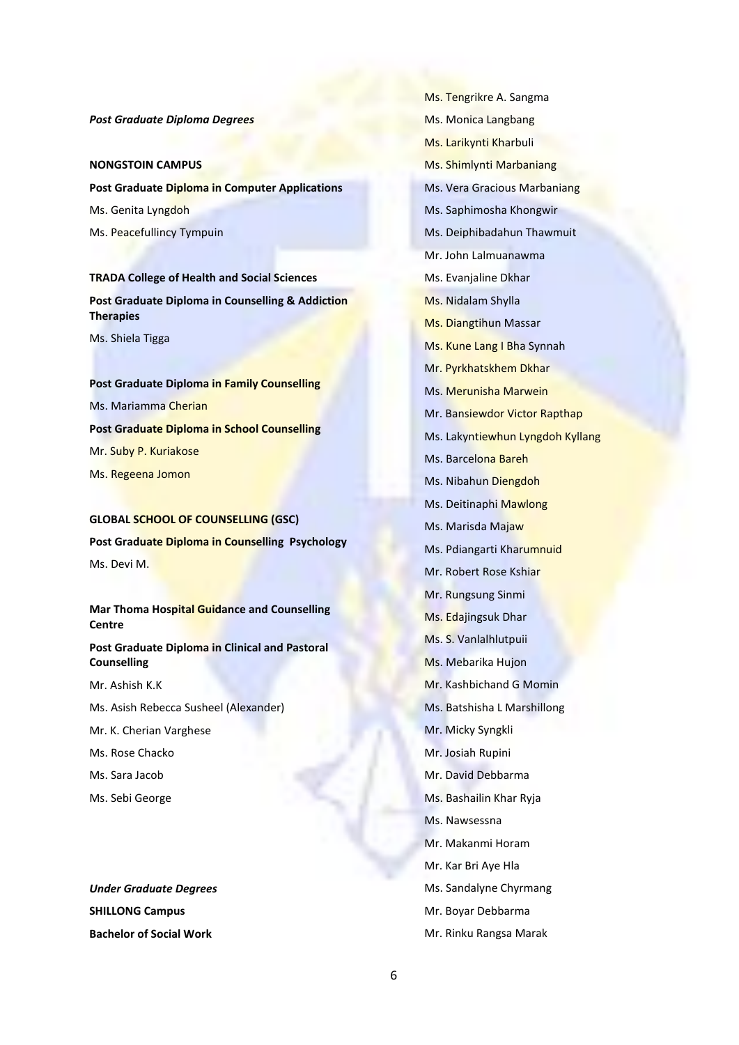*Post Graduate Diploma Degrees*

**NONGSTOIN CAMPUS**

**Post Graduate Diploma in Computer Applications**

Ms. Genita Lyngdoh

Ms. Peacefullincy Tympuin

**TRADA College of Health and Social Sciences**

**Post Graduate Diploma in Counselling & Addiction Therapies**

Ms. Shiela Tigga

**Post Graduate Diploma in Family Counselling**

Ms. Mariamma Cherian

**Post Graduate Diploma in School Counselling**

Mr. Suby P. Kuriakose

Ms. Regeena Jomon

**GLOBAL SCHOOL OF COUNSELLING (GSC)**

**Post Graduate Diploma in Counselling Psychology**

Ms. Devi M.

**Mar Thoma Hospital Guidance and Counselling Centre**

**Post Graduate Diploma in Clinical and Pastoral Counselling**

Mr. Ashish K.K

Ms. Asish Rebecca Susheel (Alexander)

Mr. K. Cherian Varghese

Ms. Rose Chacko

Ms. Sara Jacob

Ms. Sebi George

*Under Graduate Degrees*

**SHILLONG Campus**

**Bachelor of Social Work**

Ms. Tengrikre A. Sangma

Ms. Monica Langbang

Ms. Larikynti Kharbuli

Ms. Shimlynti Marbaniang

Ms. Vera Gracious Marbaniang

Ms. Saphimosha Khongwir

Ms. Deiphibadahun Thawmuit

Mr. John Lalmuanawma

Ms. Evanjaline Dkhar

Ms. Nidalam Shylla

Ms. Diangtihun Massar

Ms. Kune Lang I Bha Synnah

Mr. Pyrkhatskhem Dkhar

Ms. Merunisha Marwein

Mr. Bansiewdor Victor Rapthap

Ms. Lakyntiewhun Lyngdoh Kyllang

Ms. Barcelona Bareh

Ms. Nibahun Diengdoh

Ms. Deitinaphi Mawlong

Ms. Marisda Majaw

Ms. Pdiangarti Kharumnuid

Mr. Robert Rose Kshiar

Mr. Rungsung Sinmi

Ms. Edajingsuk Dhar

Ms. S. Vanlalhlutpuii

Ms. Mebarika Hujon

Mr. Kashbichand G Momin

Ms. Batshisha L Marshillong

Mr. Micky Syngkli

Mr. Josiah Rupini

Mr. David Debbarma

Ms. Bashailin Khar Ryja

Ms. Nawsessna

Mr. Makanmi Horam

Mr. Kar Bri Aye Hla

Ms. Sandalyne Chyrmang

Mr. Boyar Debbarma

Mr. Rinku Rangsa Marak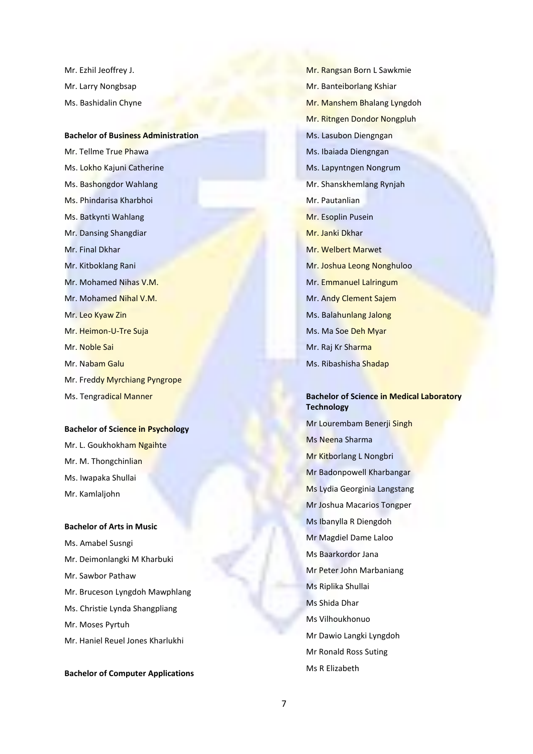Mr. Ezhil Jeoffrey J.

Mr. Larry Nongbsap

Ms. Bashidalin Chyne

**Bachelor of Business Administration**

Mr. Tellme True Phawa

Ms. Lokho Kajuni Catherine

Ms. Bashongdor Wahlang

Ms. Phindarisa Kharbhoi

Ms. Batkynti Wahlang

Mr. Dansing Shangdiar

Mr. Final Dkhar

Mr. Kitboklang Rani

Mr. Mohamed Nihas V.M.

Mr. Mohamed Nihal V.M.

Mr. Leo Kyaw Zin

Mr. Heimon-U-Tre Suja

Mr. Noble Sai

Mr. Nabam Galu

Mr. Freddy Myrchiang Pyngrope

Ms. Tengradical Manner

**Bachelor of Science in Psychology**

Mr. L. Goukhokham Ngaihte

Mr. M. Thongchinlian

Ms. Iwapaka Shullai

Mr. Kamlaljohn

**Bachelor of Arts in Music**

Ms. Amabel Susngi

Mr. Deimonlangki M Kharbuki

Mr. Sawbor Pathaw

Mr. Bruceson Lyngdoh Mawphlang

Ms. Christie Lynda Shangpliang

Mr. Moses Pyrtuh

Mr. Haniel Reuel Jones Kharlukhi

**Bachelor of Computer Applications**

Mr. Rangsan Born L Sawkmie

Mr. Banteiborlang Kshiar

Mr. Manshem Bhalang Lyngdoh

Mr. Ritngen Dondor Nongpluh

Ms. Lasubon Diengngan

Ms. Ibaiada Diengngan

Ms. Lapyntngen Nongrum

Mr. Shanskhemlang Rynjah

Mr. Pautanlian

Mr. Esoplin Pusein

Mr. Janki Dkhar

Mr. Welbert Marwet

Mr. Joshua Leong Nonghuloo

Mr. Emmanuel Lalringum

Mr. Andy Clement Sajem

Ms. Balahunlang Jalong

Ms. Ma Soe Deh Myar

Mr. Raj Kr Sharma

Ms. Ribashisha Shadap

**Bachelor of Science in Medical Laboratory Technology**

Mr Lourembam Benerji Singh

Ms Neena Sharma

Mr Kitborlang L Nongbri

Mr Badonpowell Kharbangar

Ms Lydia Georginia Langstang

Mr Joshua Macarios Tongper

Ms Ibanylla R Diengdoh

Mr Magdiel Dame Laloo

Ms Baarkordor Jana

Mr Peter John Marbaniang

Ms Riplika Shullai

Ms Shida Dhar

Ms Vilhoukhonuo

Mr Dawio Langki Lyngdoh

Mr Ronald Ross Suting

Ms R Elizabeth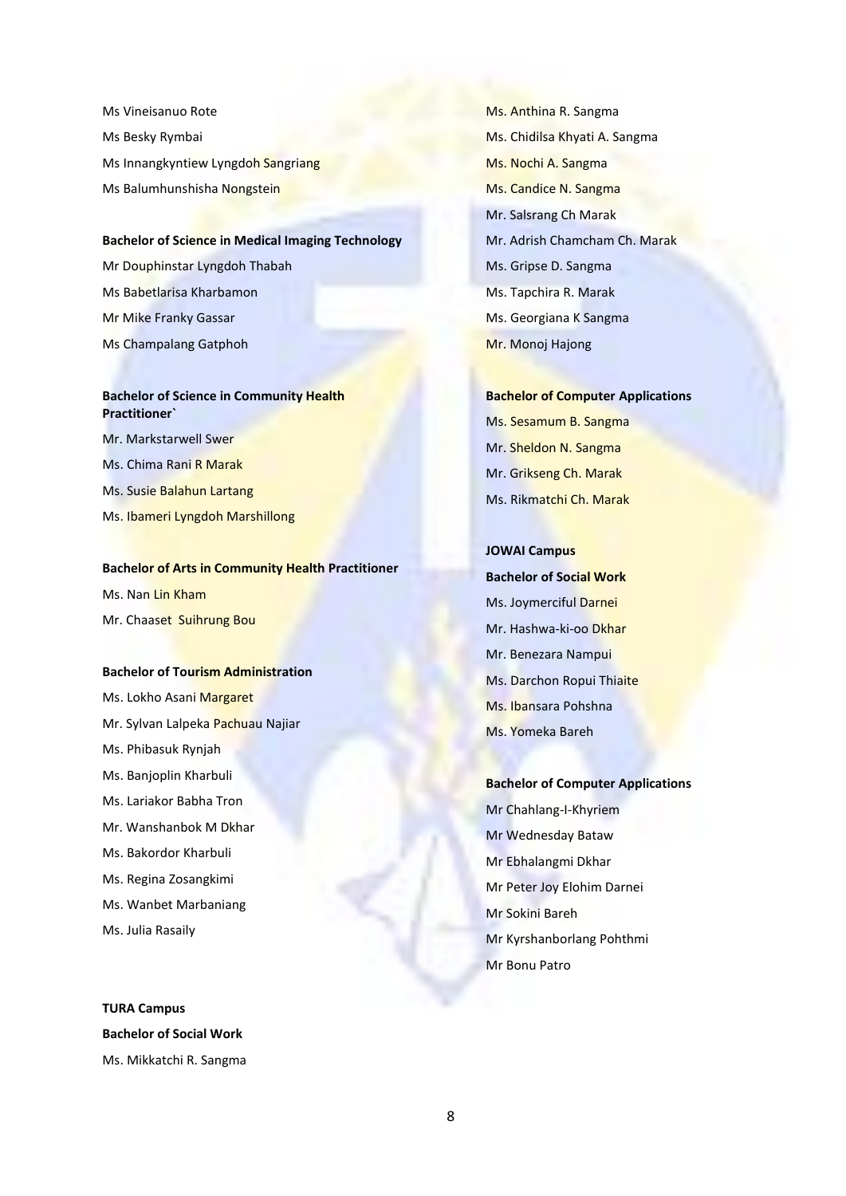Ms Vineisanuo Rote

Ms Besky Rymbai

Ms Innangkyntiew Lyngdoh Sangriang

Ms Balumhunshisha Nongstein

**Bachelor of Science in Medical Imaging Technology**

Mr Douphinstar Lyngdoh Thabah

Ms Babetlarisa Kharbamon

Mr Mike Franky Gassar

Ms Champalang Gatphoh

**Bachelor of Science in Community Health Practitioner`**

Mr. Markstarwell Swer

Ms. Chima Rani R Marak

Ms. Susie Balahun Lartang

Ms. Ibameri Lyngdoh Marshillong

**Bachelor of Arts in Community Health Practitioner**

Ms. Nan Lin Kham

Mr. Chaaset Suihrung Bou

**Bachelor of Tourism Administration**

Ms. Lokho Asani Margaret

Mr. Sylvan Lalpeka Pachuau Najiar

Ms. Phibasuk Rynjah

Ms. Banjoplin Kharbuli

Ms. Lariakor Babha Tron

Mr. Wanshanbok M Dkhar

Ms. Bakordor Kharbuli

Ms. Regina Zosangkimi

Ms. Wanbet Marbaniang

Ms. Julia Rasaily

**TURA Campus**

**Bachelor of Social Work**

Ms. Mikkatchi R. Sangma

Ms. Anthina R. Sangma

Ms. Chidilsa Khyati A. Sangma

Ms. Nochi A. Sangma

Ms. Candice N. Sangma

Mr. Salsrang Ch Marak

Mr. Adrish Chamcham Ch. Marak

Ms. Gripse D. Sangma

Ms. Tapchira R. Marak

Ms. Georgiana K Sangma

Mr. Monoj Hajong

**Bachelor of Computer Applications**

Ms. Sesamum B. Sangma

Mr. Sheldon N. Sangma

Mr. Grikseng Ch. Marak

Ms. Rikmatchi Ch. Marak

**JOWAI Campus**

**Bachelor of Social Work**

Ms. Joymerciful Darnei

Mr. Hashwa-ki-oo Dkhar

Mr. Benezara Nampui

Ms. Darchon Ropui Thiaite

Ms. Ibansara Pohshna

Ms. Yomeka Bareh

**Bachelor of Computer Applications**

Mr Chahlang-I-Khyriem

Mr Wednesday Bataw

Mr Ebhalangmi Dkhar

Mr Peter Joy Elohim Darnei

Mr Sokini Bareh

Mr Kyrshanborlang Pohthmi

Mr Bonu Patro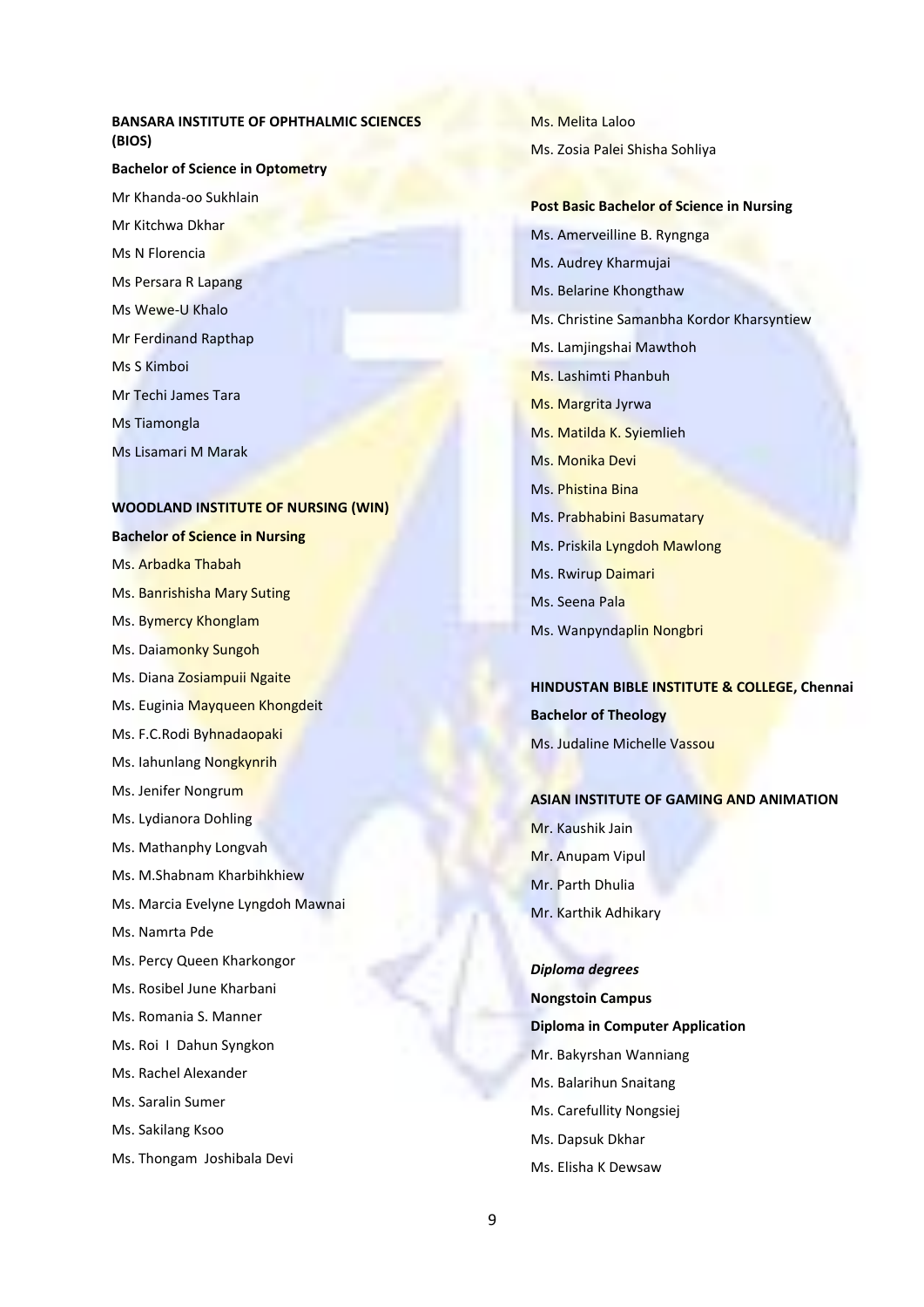**BANSARA INSTITUTE OF OPHTHALMIC SCIENCES (BIOS)**

**Bachelor of Science in Optometry**

Mr Khanda-oo Sukhlain

Mr Kitchwa Dkhar

Ms N Florencia

Ms Persara R Lapang

Ms Wewe-U Khalo

Mr Ferdinand Rapthap

Ms S Kimboi

Mr Techi James Tara

Ms Tiamongla

Ms Lisamari M Marak

**WOODLAND INSTITUTE OF NURSING (WIN)**

**Bachelor of Science in Nursing**

Ms. Arbadka Thabah

Ms. Banrishisha Mary Suting

Ms. Bymercy Khonglam

Ms. Daiamonky Sungoh

Ms. Diana Zosiampuii Ngaite

Ms. Euginia Mayqueen Khongdeit

Ms. F.C.Rodi Byhnadaopaki

Ms. Iahunlang Nongkynrih

Ms. Jenifer Nongrum

Ms. Lydianora Dohling

Ms. Mathanphy Longvah

Ms. M.Shabnam Kharbihkhiew

Ms. Marcia Evelyne Lyngdoh Mawnai

Ms. Namrta Pde

Ms. Percy Queen Kharkongor

Ms. Rosibel June Kharbani

Ms. Romania S. Manner

Ms. Roi I Dahun Syngkon

Ms. Rachel Alexander

Ms. Saralin Sumer

Ms. Sakilang Ksoo

Ms. Thongam Joshibala Devi

Ms. Melita Laloo

Ms. Zosia Palei Shisha Sohliya

**Post Basic Bachelor of Science in Nursing**

Ms. Amerveilline B. Ryngnga

Ms. Audrey Kharmujai

Ms. Belarine Khongthaw

Ms. Christine Samanbha Kordor Kharsyntiew

Ms. Lamjingshai Mawthoh

Ms. Lashimti Phanbuh

Ms. Margrita Jyrwa

Ms. Matilda K. Syiemlieh

Ms. Monika Devi

Ms. Phistina Bina

Ms. Prabhabini Basumatary

Ms. Priskila Lyngdoh Mawlong

Ms. Rwirup Daimari

Ms. Seena Pala

Ms. Wanpyndaplin Nongbri

**HINDUSTAN BIBLE INSTITUTE & COLLEGE, Chennai**

**Bachelor of Theology**

Ms. Judaline Michelle Vassou

**ASIAN INSTITUTE OF GAMING AND ANIMATION**

Mr. Kaushik Jain

Mr. Anupam Vipul

Mr. Parth Dhulia

Mr. Karthik Adhikary

***Diploma degrees***

**Nongstoin Campus**

**Diploma in Computer Application**

Mr. Bakyrshan Wanniang

Ms. Balarihun Snaitang

Ms. Carefullity Nongsiej

Ms. Dapsuk Dkhar

Ms. Elisha K Dewsaw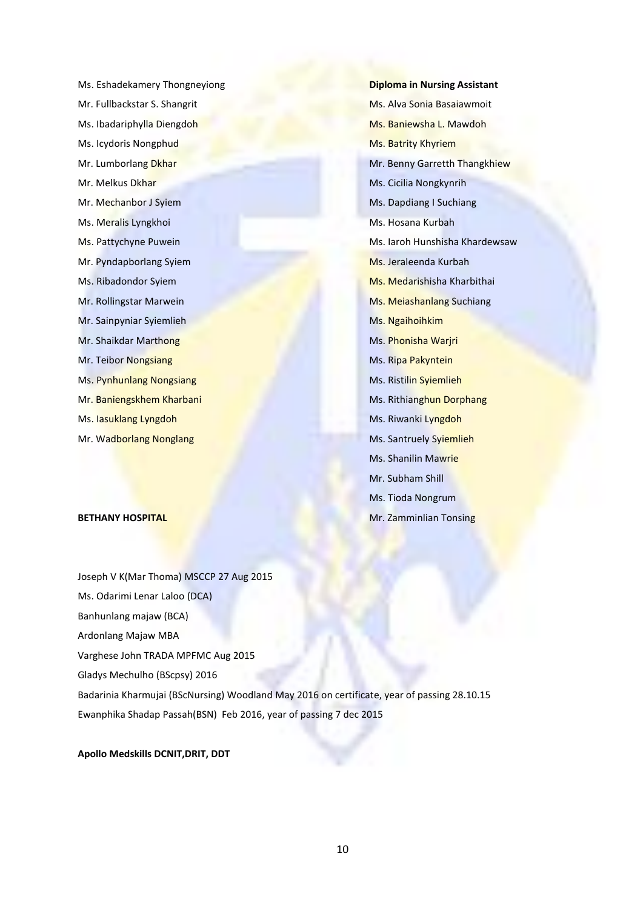Ms. Eshadekamery Thongneyiong
Mr. Fullbackstar S. Shangrit
Ms. Ibadariphylla Diengdoh
Ms. Icydoris Nongphud
Mr. Lumborlang Dkhar
Mr. Melkus Dkhar
Mr. Mechanbor J Syiem
Ms. Meralis Lyngkhoi
Ms. Pattychyne Puwein
Mr. Pyndapborlang Syiem
Ms. Ribadondor Syiem
Mr. Rollingstar Marwein
Mr. Sainpyniar Syiemlieh
Mr. Shaikdar Marthong
Mr. Teibor Nongsiang
Ms. Pynhunlang Nongsiang
Mr. Baniengskhem Kharbani
Ms. Iasuklang Lyngdoh
Mr. Wadborlang Nonglang

**Diploma in Nursing Assistant**

Ms. Alva Sonia Basaiawmoit
Ms. Baniewsha L. Mawdoh
Ms. Batrity Khyriem
Mr. Benny Garretth Thangkhiew
Ms. Cicilia Nongkynrih
Ms. Dapdiang I Suchiang
Ms. Hosana Kurbah
Ms. Iaroh Hunshisha Khardewsaw
Ms. Jeraleenda Kurbah
Ms. Medarishisha Kharbithai
Ms. Meiashanlang Suchiang
Ms. Ngaihoihkim
Ms. Phonisha Warjri
Ms. Ripa Pakyntein
Ms. Ristilin Syiemlieh
Ms. Rithianghun Dorphang
Ms. Riwanki Lyngdoh
Ms. Santruely Syiemlieh
Ms. Shanilin Mawrie
Mr. Subham Shill
Ms. Tioda Nongrum
Mr. Zamminlian Tonsing

**BETHANY HOSPITAL**

Joseph V K(Mar Thoma) MSCCP 27 Aug 2015
Ms. Odarimi Lenar Laloo (DCA)
Banhunlang majaw (BCA)
Ardonlang Majaw MBA
Varghese John TRADA MPFMC Aug 2015
Gladys Mechulho (BScpsy) 2016
Badarinia Kharmujai (BScNursing) Woodland May 2016 on certificate, year of passing 28.10.15
Ewanphika Shadap Passah(BSN) Feb 2016, year of passing 7 dec 2015

**Apollo Medskills DCNIT,DRIT, DDT**